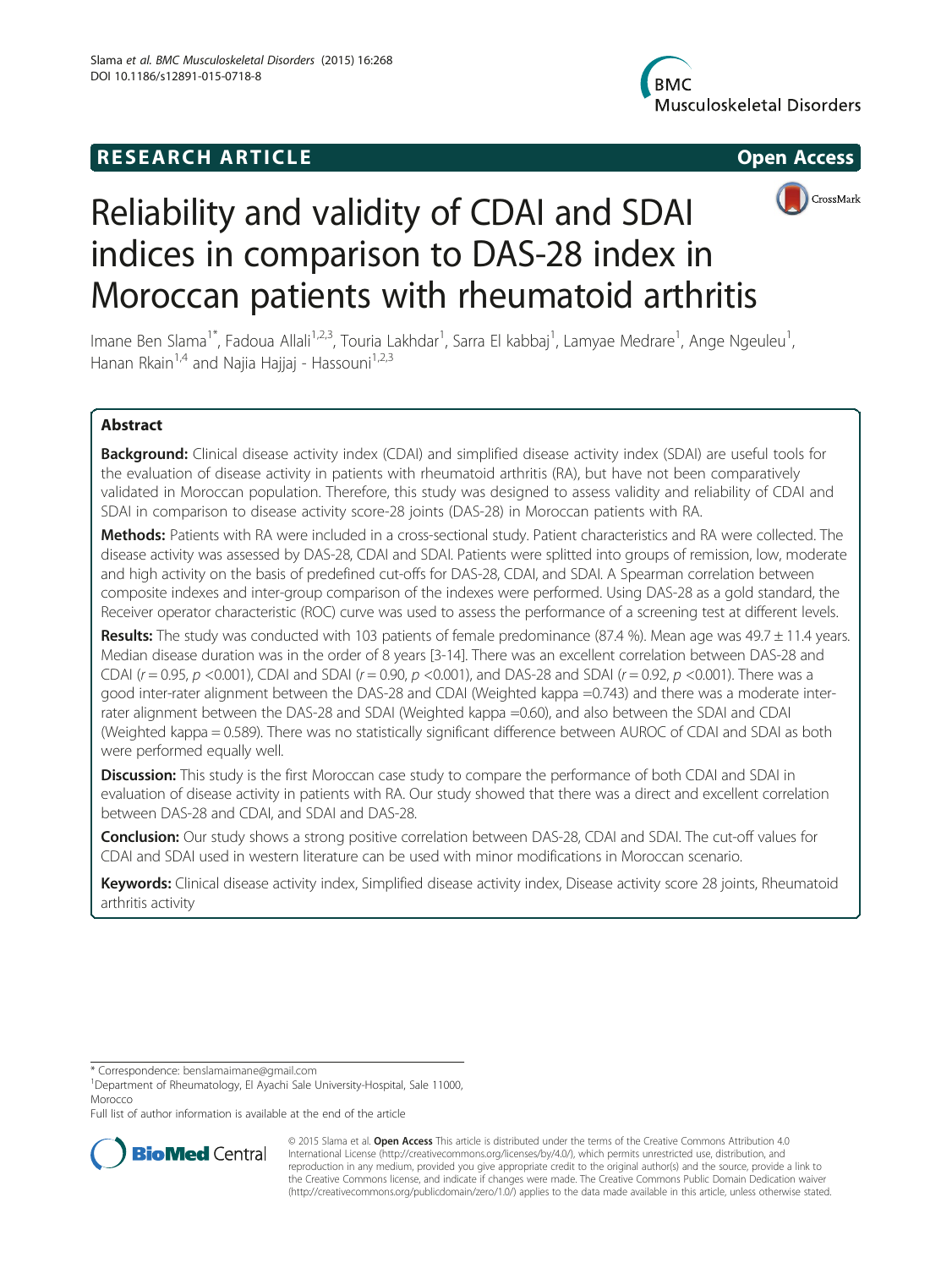RESEARCH ARTICLE

Open Access

# Reliability and validity of CDAI and SDAI indices in comparison to DAS-28 index in Moroccan patients with rheumatoid arthritis

Imane Ben Slama[1*], Fadoua Allali[1,2,3], Touria Lakhdar[1], Sarra El kabbaj[1], Lamyae Medrare[1], Ange Ngeuleu[1], Hanan Rkain[1,4] and Najia Hajjaj - Hassouni[1,2,3]

## Abstract

**Background:** Clinical disease activity index (CDAI) and simplified disease activity index (SDAI) are useful tools for the evaluation of disease activity in patients with rheumatoid arthritis (RA), but have not been comparatively validated in Moroccan population. Therefore, this study was designed to assess validity and reliability of CDAI and SDAI in comparison to disease activity score-28 joints (DAS-28) in Moroccan patients with RA.

**Methods:** Patients with RA were included in a cross-sectional study. Patient characteristics and RA were collected. The disease activity was assessed by DAS-28, CDAI and SDAI. Patients were splitted into groups of remission, low, moderate and high activity on the basis of predefined cut-offs for DAS-28, CDAI, and SDAI. A Spearman correlation between composite indexes and inter-group comparison of the indexes were performed. Using DAS-28 as a gold standard, the Receiver operator characteristic (ROC) curve was used to assess the performance of a screening test at different levels.

**Results:** The study was conducted with 103 patients of female predominance (87.4 %). Mean age was 49.7 ± 11.4 years. Median disease duration was in the order of 8 years [3-14]. There was an excellent correlation between DAS-28 and CDAI ($r = 0.95$, $p < 0.001$), CDAI and SDAI ($r = 0.90$, $p < 0.001$), and DAS-28 and SDAI ($r = 0.92$, $p < 0.001$). There was a good inter-rater alignment between the DAS-28 and CDAI (Weighted kappa =0.743) and there was a moderate inter-rater alignment between the DAS-28 and SDAI (Weighted kappa =0.60), and also between the SDAI and CDAI (Weighted kappa = 0.589). There was no statistically significant difference between AUROC of CDAI and SDAI as both were performed equally well.

**Discussion:** This study is the first Moroccan case study to compare the performance of both CDAI and SDAI in evaluation of disease activity in patients with RA. Our study showed that there was a direct and excellent correlation between DAS-28 and CDAI, and SDAI and DAS-28.

**Conclusion:** Our study shows a strong positive correlation between DAS-28, CDAI and SDAI. The cut-off values for CDAI and SDAI used in western literature can be used with minor modifications in Moroccan scenario.

**Keywords:** Clinical disease activity index, Simplified disease activity index, Disease activity score 28 joints, Rheumatoid arthritis activity

---

* Correspondence: benslamaimane@gmail.com
[1]Department of Rheumatology, El Ayachi Sale University-Hospital, Sale 11000, Morocco
Full list of author information is available at the end of the article

© 2015 Slama et al. **Open Access** This article is distributed under the terms of the Creative Commons Attribution 4.0 International License (http://creativecommons.org/licenses/by/4.0/), which permits unrestricted use, distribution, and reproduction in any medium, provided you give appropriate credit to the original author(s) and the source, provide a link to the Creative Commons license, and indicate if changes were made. The Creative Commons Public Domain Dedication waiver (http://creativecommons.org/publicdomain/zero/1.0/) applies to the data made available in this article, unless otherwise stated.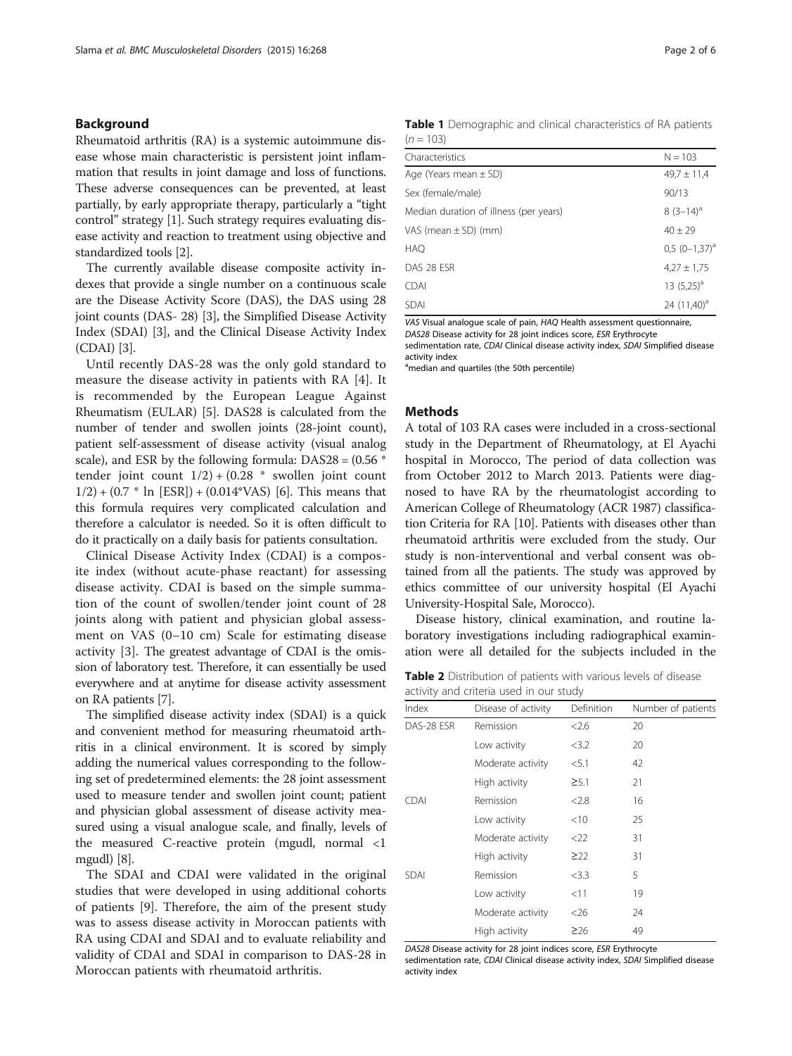## Background

Rheumatoid arthritis (RA) is a systemic autoimmune disease whose main characteristic is persistent joint inflammation that results in joint damage and loss of functions. These adverse consequences can be prevented, at least partially, by early appropriate therapy, particularly a "tight control" strategy [1]. Such strategy requires evaluating disease activity and reaction to treatment using objective and standardized tools [2].

The currently available disease composite activity indexes that provide a single number on a continuous scale are the Disease Activity Score (DAS), the DAS using 28 joint counts (DAS- 28) [3], the Simplified Disease Activity Index (SDAI) [3], and the Clinical Disease Activity Index (CDAI) [3].

Until recently DAS-28 was the only gold standard to measure the disease activity in patients with RA [4]. It is recommended by the European League Against Rheumatism (EULAR) [5]. DAS28 is calculated from the number of tender and swollen joints (28-joint count), patient self-assessment of disease activity (visual analog scale), and ESR by the following formula: DAS28 = (0.56 * tender joint count 1/2) + (0.28 * swollen joint count 1/2) + (0.7 * ln [ESR]) + (0.014*VAS) [6]. This means that this formula requires very complicated calculation and therefore a calculator is needed. So it is often difficult to do it practically on a daily basis for patients consultation.

Clinical Disease Activity Index (CDAI) is a composite index (without acute-phase reactant) for assessing disease activity. CDAI is based on the simple summation of the count of swollen/tender joint count of 28 joints along with patient and physician global assessment on VAS (0–10 cm) Scale for estimating disease activity [3]. The greatest advantage of CDAI is the omission of laboratory test. Therefore, it can essentially be used everywhere and at anytime for disease activity assessment on RA patients [7].

The simplified disease activity index (SDAI) is a quick and convenient method for measuring rheumatoid arthritis in a clinical environment. It is scored by simply adding the numerical values corresponding to the following set of predetermined elements: the 28 joint assessment used to measure tender and swollen joint count; patient and physician global assessment of disease activity measured using a visual analogue scale, and finally, levels of the measured C-reactive protein (mgudl, normal <1 mgudl) [8].

The SDAI and CDAI were validated in the original studies that were developed in using additional cohorts of patients [9]. Therefore, the aim of the present study was to assess disease activity in Moroccan patients with RA using CDAI and SDAI and to evaluate reliability and validity of CDAI and SDAI in comparison to DAS-28 in Moroccan patients with rheumatoid arthritis.

**Table 1** Demographic and clinical characteristics of RA patients (n = 103)

| Characteristics | N = 103 |
|---|---|
| Age (Years mean ± SD) | 49,7 ± 11,4 |
| Sex (female/male) | 90/13 |
| Median duration of illness (per years) | 8 (3–14)[a] |
| VAS (mean ± SD) (mm) | 40 ± 29 |
| HAQ | 0,5 (0–1,37)[a] |
| DAS 28 ESR | 4,27 ± 1,75 |
| CDAI | 13 (5,25)[a] |
| SDAI | 24 (11,40)[a] |

*VAS* Visual analogue scale of pain, *HAQ* Health assessment questionnaire, *DAS28* Disease activity for 28 joint indices score, *ESR* Erythrocyte sedimentation rate, *CDAI* Clinical disease activity index, *SDAI* Simplified disease activity index

[a]median and quartiles (the 50th percentile)

## Methods

A total of 103 RA cases were included in a cross-sectional study in the Department of Rheumatology, at El Ayachi hospital in Morocco, The period of data collection was from October 2012 to March 2013. Patients were diagnosed to have RA by the rheumatologist according to American College of Rheumatology (ACR 1987) classification Criteria for RA [10]. Patients with diseases other than rheumatoid arthritis were excluded from the study. Our study is non-interventional and verbal consent was obtained from all the patients. The study was approved by ethics committee of our university hospital (El Ayachi University-Hospital Sale, Morocco).

Disease history, clinical examination, and routine laboratory investigations including radiographical examination were all detailed for the subjects included in the

**Table 2** Distribution of patients with various levels of disease activity and criteria used in our study

| Index | Disease of activity | Definition | Number of patients |
|---|---|---|---|
| DAS-28 ESR | Remission | <2.6 | 20 |
| | Low activity | <3.2 | 20 |
| | Moderate activity | <5.1 | 42 |
| | High activity | ≥5.1 | 21 |
| CDAI | Remission | <2.8 | 16 |
| | Low activity | <10 | 25 |
| | Moderate activity | <22 | 31 |
| | High activity | ≥22 | 31 |
| SDAI | Remission | <3.3 | 5 |
| | Low activity | <11 | 19 |
| | Moderate activity | <26 | 24 |
| | High activity | ≥26 | 49 |

*DAS28* Disease activity for 28 joint indices score, *ESR* Erythrocyte sedimentation rate, *CDAI* Clinical disease activity index, *SDAI* Simplified disease activity index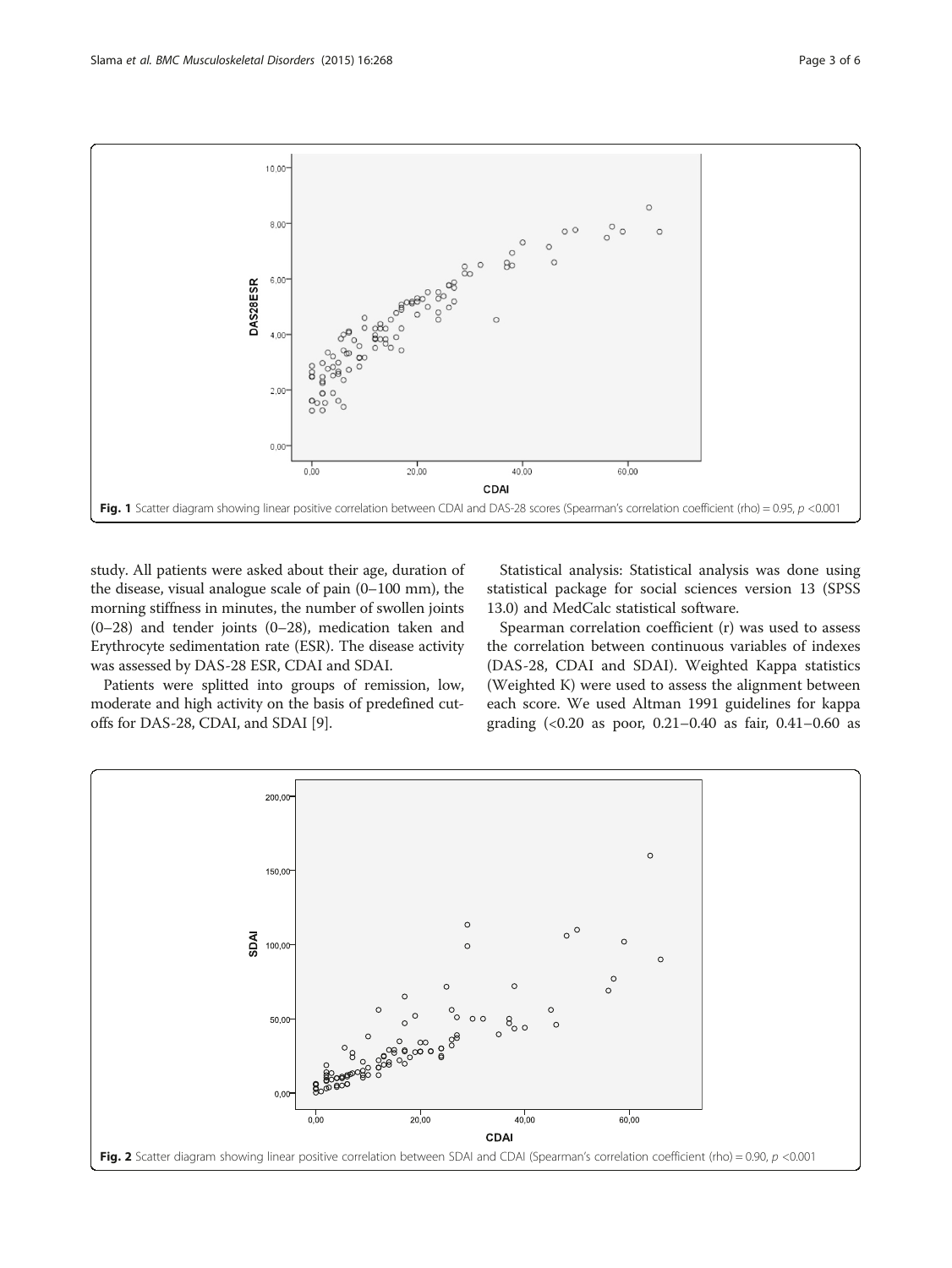Fig. 1 Scatter diagram showing linear positive correlation between CDAI and DAS-28 scores (Spearman's correlation coefficient (rho) = 0.95, $p$ <0.001

study. All patients were asked about their age, duration of the disease, visual analogue scale of pain (0–100 mm), the morning stiffness in minutes, the number of swollen joints (0–28) and tender joints (0–28), medication taken and Erythrocyte sedimentation rate (ESR). The disease activity was assessed by DAS-28 ESR, CDAI and SDAI.

Patients were splitted into groups of remission, low, moderate and high activity on the basis of predefined cut-offs for DAS-28, CDAI, and SDAI [9].

Statistical analysis: Statistical analysis was done using statistical package for social sciences version 13 (SPSS 13.0) and MedCalc statistical software.

Spearman correlation coefficient (r) was used to assess the correlation between continuous variables of indexes (DAS-28, CDAI and SDAI). Weighted Kappa statistics (Weighted K) were used to assess the alignment between each score. We used Altman 1991 guidelines for kappa grading (<0.20 as poor, 0.21–0.40 as fair, 0.41–0.60 as

Fig. 2 Scatter diagram showing linear positive correlation between SDAI and CDAI (Spearman's correlation coefficient (rho) = 0.90, $p$ <0.001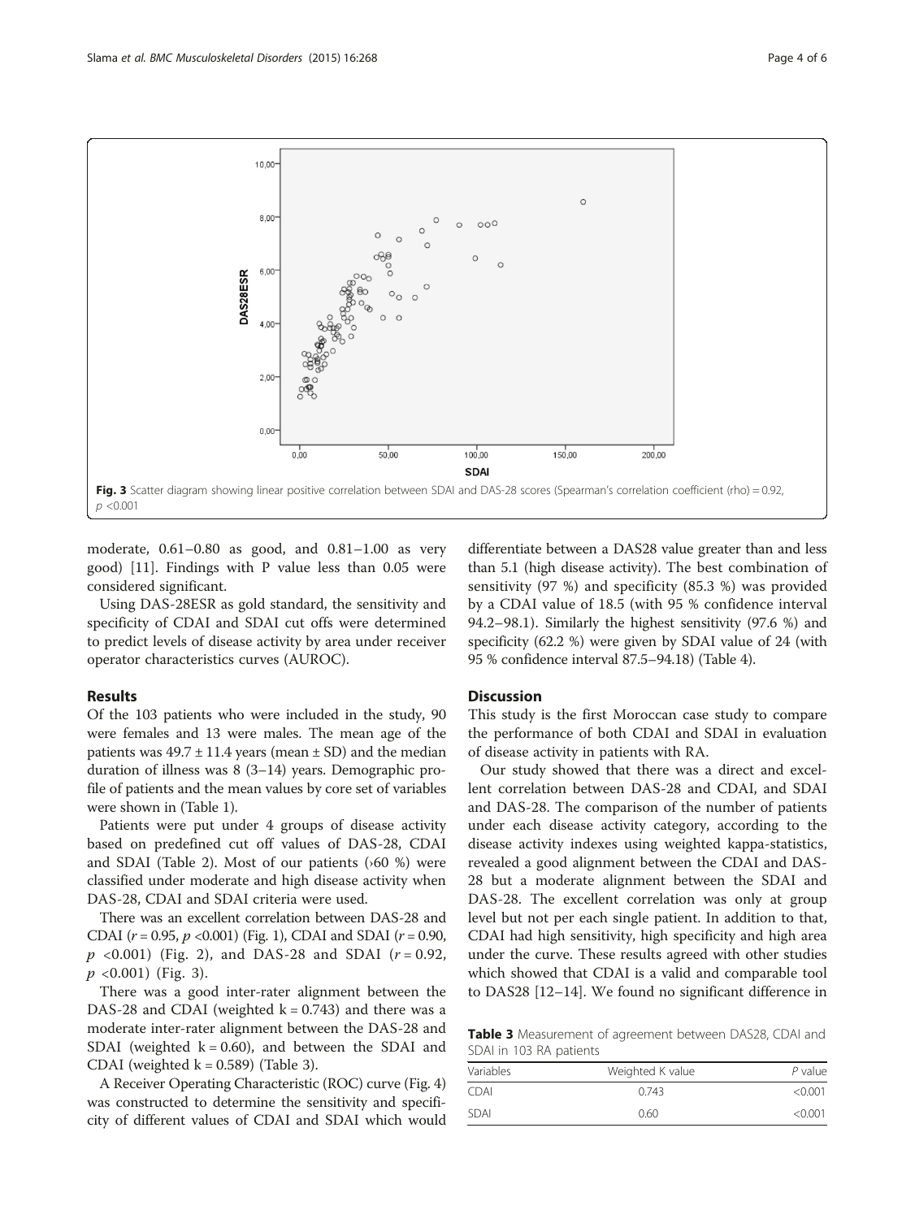Fig. 3 Scatter diagram showing linear positive correlation between SDAI and DAS-28 scores (Spearman's correlation coefficient (rho) = 0.92, $p$ <0.001

moderate, 0.61–0.80 as good, and 0.81–1.00 as very good) [11]. Findings with P value less than 0.05 were considered significant.

Using DAS-28ESR as gold standard, the sensitivity and specificity of CDAI and SDAI cut offs were determined to predict levels of disease activity by area under receiver operator characteristics curves (AUROC).

## Results

Of the 103 patients who were included in the study, 90 were females and 13 were males. The mean age of the patients was 49.7 ± 11.4 years (mean ± SD) and the median duration of illness was 8 (3–14) years. Demographic profile of patients and the mean values by core set of variables were shown in (Table 1).

Patients were put under 4 groups of disease activity based on predefined cut off values of DAS-28, CDAI and SDAI (Table 2). Most of our patients (›60 %) were classified under moderate and high disease activity when DAS-28, CDAI and SDAI criteria were used.

There was an excellent correlation between DAS-28 and CDAI ($r$ = 0.95, $p$ <0.001) (Fig. 1), CDAI and SDAI ($r$ = 0.90, $p$ <0.001) (Fig. 2), and DAS-28 and SDAI ($r$ = 0.92, $p$ <0.001) (Fig. 3).

There was a good inter-rater alignment between the DAS-28 and CDAI (weighted k = 0.743) and there was a moderate inter-rater alignment between the DAS-28 and SDAI (weighted k = 0.60), and between the SDAI and CDAI (weighted k = 0.589) (Table 3).

A Receiver Operating Characteristic (ROC) curve (Fig. 4) was constructed to determine the sensitivity and specificity of different values of CDAI and SDAI which would differentiate between a DAS28 value greater than and less than 5.1 (high disease activity). The best combination of sensitivity (97 %) and specificity (85.3 %) was provided by a CDAI value of 18.5 (with 95 % confidence interval 94.2–98.1). Similarly the highest sensitivity (97.6 %) and specificity (62.2 %) were given by SDAI value of 24 (with 95 % confidence interval 87.5–94.18) (Table 4).

## Discussion

This study is the first Moroccan case study to compare the performance of both CDAI and SDAI in evaluation of disease activity in patients with RA.

Our study showed that there was a direct and excellent correlation between DAS-28 and CDAI, and SDAI and DAS-28. The comparison of the number of patients under each disease activity category, according to the disease activity indexes using weighted kappa-statistics, revealed a good alignment between the CDAI and DAS-28 but a moderate alignment between the SDAI and DAS-28. The excellent correlation was only at group level but not per each single patient. In addition to that, CDAI had high sensitivity, high specificity and high area under the curve. These results agreed with other studies which showed that CDAI is a valid and comparable tool to DAS28 [12–14]. We found no significant difference in

**Table 3** Measurement of agreement between DAS28, CDAI and SDAI in 103 RA patients

| Variables | Weighted K value | $P$ value |
|---|---|---|
| CDAI | 0.743 | <0.001 |
| SDAI | 0.60 | <0.001 |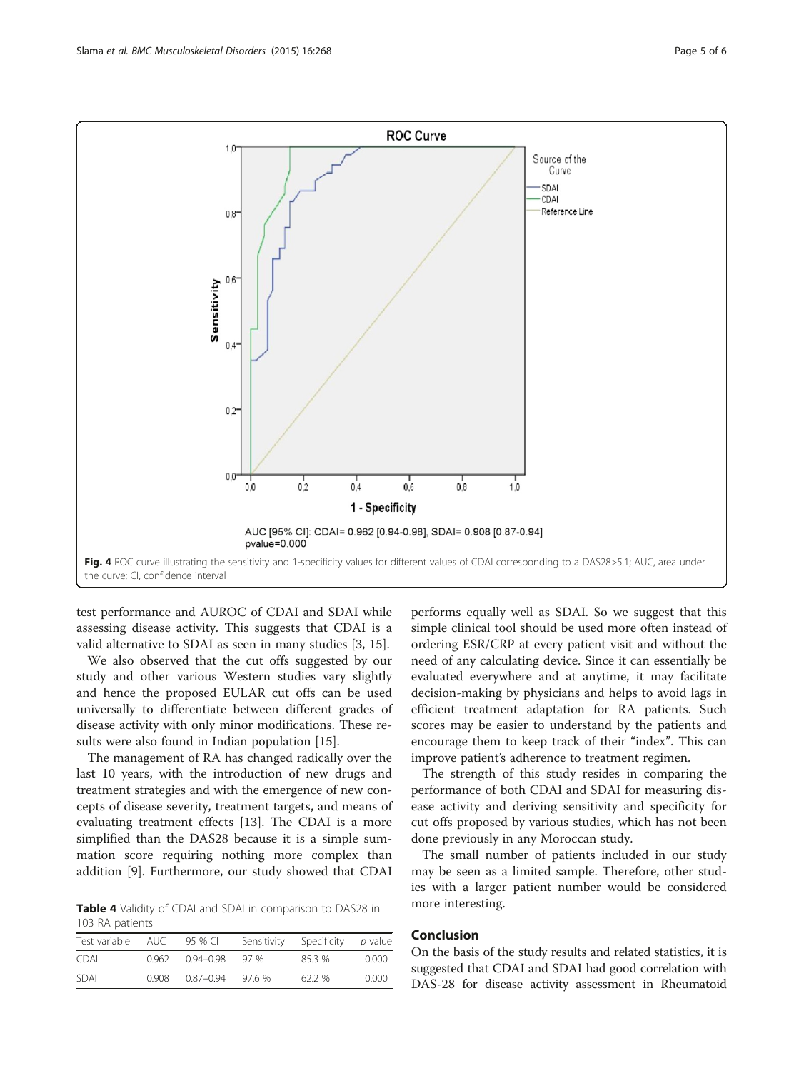Fig. 4 ROC curve illustrating the sensitivity and 1-specificity values for different values of CDAI corresponding to a DAS28>5.1; AUC, area under the curve; CI, confidence interval

test performance and AUROC of CDAI and SDAI while assessing disease activity. This suggests that CDAI is a valid alternative to SDAI as seen in many studies [3, 15].

We also observed that the cut offs suggested by our study and other various Western studies vary slightly and hence the proposed EULAR cut offs can be used universally to differentiate between different grades of disease activity with only minor modifications. These results were also found in Indian population [15].

The management of RA has changed radically over the last 10 years, with the introduction of new drugs and treatment strategies and with the emergence of new concepts of disease severity, treatment targets, and means of evaluating treatment effects [13]. The CDAI is a more simplified than the DAS28 because it is a simple summation score requiring nothing more complex than addition [9]. Furthermore, our study showed that CDAI performs equally well as SDAI. So we suggest that this simple clinical tool should be used more often instead of ordering ESR/CRP at every patient visit and without the need of any calculating device. Since it can essentially be evaluated everywhere and at anytime, it may facilitate decision-making by physicians and helps to avoid lags in efficient treatment adaptation for RA patients. Such scores may be easier to understand by the patients and encourage them to keep track of their "index". This can improve patient's adherence to treatment regimen.

The strength of this study resides in comparing the performance of both CDAI and SDAI for measuring disease activity and deriving sensitivity and specificity for cut offs proposed by various studies, which has not been done previously in any Moroccan study.

The small number of patients included in our study may be seen as a limited sample. Therefore, other studies with a larger patient number would be considered more interesting.

**Table 4** Validity of CDAI and SDAI in comparison to DAS28 in 103 RA patients

| Test variable | AUC | 95 % CI | Sensitivity | Specificity | *p* value |
|---|---|---|---|---|---|
| CDAI | 0.962 | 0.94–0.98 | 97 % | 85.3 % | 0.000 |
| SDAI | 0.908 | 0.87–0.94 | 97.6 % | 62.2 % | 0.000 |

## Conclusion

On the basis of the study results and related statistics, it is suggested that CDAI and SDAI had good correlation with DAS-28 for disease activity assessment in Rheumatoid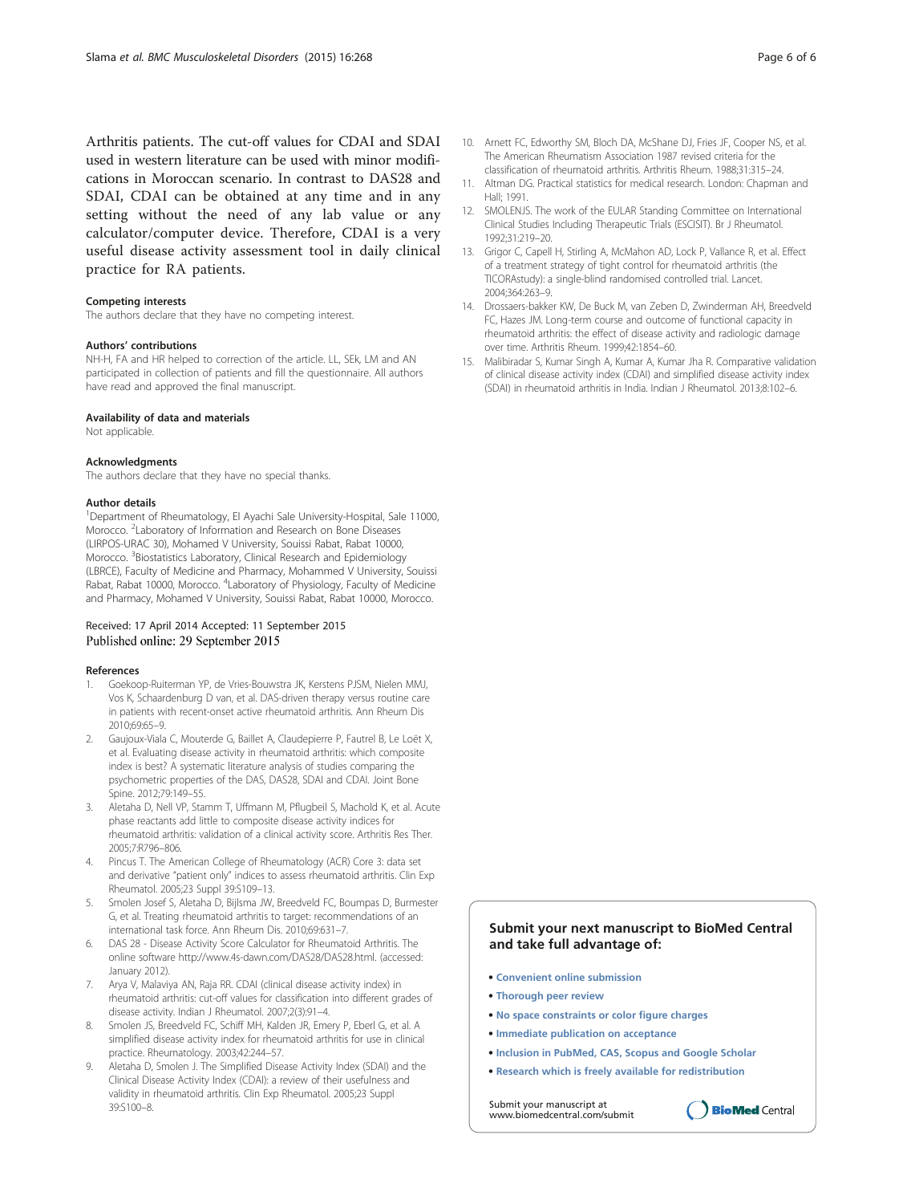Arthritis patients. The cut-off values for CDAI and SDAI used in western literature can be used with minor modifications in Moroccan scenario. In contrast to DAS28 and SDAI, CDAI can be obtained at any time and in any setting without the need of any lab value or any calculator/computer device. Therefore, CDAI is a very useful disease activity assessment tool in daily clinical practice for RA patients.

#### Competing interests
The authors declare that they have no competing interest.

#### Authors' contributions
NH-H, FA and HR helped to correction of the article. LL, SEk, LM and AN participated in collection of patients and fill the questionnaire. All authors have read and approved the final manuscript.

#### Availability of data and materials
Not applicable.

#### Acknowledgments
The authors declare that they have no special thanks.

#### Author details
[1]Department of Rheumatology, El Ayachi Sale University-Hospital, Sale 11000, Morocco. [2]Laboratory of Information and Research on Bone Diseases (LIRPOS-URAC 30), Mohamed V University, Souissi Rabat, Rabat 10000, Morocco. [3]Biostatistics Laboratory, Clinical Research and Epidemiology (LBRCE), Faculty of Medicine and Pharmacy, Mohammed V University, Souissi Rabat, Rabat 10000, Morocco. [4]Laboratory of Physiology, Faculty of Medicine and Pharmacy, Mohammed V University, Souissi Rabat, Rabat 10000, Morocco.

Received: 17 April 2014 Accepted: 11 September 2015
Published online: 29 September 2015

#### References
1. Goekoop-Ruiterman YP, de Vries-Bouwstra JK, Kerstens PJSM, Nielen MMJ, Vos K, Schaardenburg D van, et al. DAS-driven therapy versus routine care in patients with recent-onset active rheumatoid arthritis. Ann Rheum Dis 2010;69:65–9.
2. Gaujoux-Viala C, Mouterde G, Baillet A, Claudepierre P, Fautrel B, Le Loët X, et al. Evaluating disease activity in rheumatoid arthritis: which composite index is best? A systematic literature analysis of studies comparing the psychometric properties of the DAS, DAS28, SDAI and CDAI. Joint Bone Spine. 2012;79:149–55.
3. Aletaha D, Nell VP, Stamm T, Uffmann M, Pflugbeil S, Machold K, et al. Acute phase reactants add little to composite disease activity indices for rheumatoid arthritis: validation of a clinical activity score. Arthritis Res Ther. 2005;7:R796–806.
4. Pincus T. The American College of Rheumatology (ACR) Core 3: data set and derivative "patient only" indices to assess rheumatoid arthritis. Clin Exp Rheumatol. 2005;23 Suppl 39:S109–13.
5. Smolen Josef S, Aletaha D, Bijlsma JW, Breedveld FC, Boumpas D, Burmester G, et al. Treating rheumatoid arthritis to target: recommendations of an international task force. Ann Rheum Dis. 2010;69:631–7.
6. DAS 28 - Disease Activity Score Calculator for Rheumatoid Arthritis. The online software http://www.4s-dawn.com/DAS28/DAS28.html. (accessed: January 2012).
7. Arya V, Malaviya AN, Raja RR. CDAI (clinical disease activity index) in rheumatoid arthritis: cut-off values for classification into different grades of disease activity. Indian J Rheumatol. 2007;2(3):91–4.
8. Smolen JS, Breedveld FC, Schiff MH, Kalden JR, Emery P, Eberl G, et al. A simplified disease activity index for rheumatoid arthritis for use in clinical practice. Rheumatology. 2003;42:244–57.
9. Aletaha D, Smolen J. The Simplified Disease Activity Index (SDAI) and the Clinical Disease Activity Index (CDAI): a review of their usefulness and validity in rheumatoid arthritis. Clin Exp Rheumatol. 2005;23 Suppl 39:S100–8.
10. Arnett FC, Edworthy SM, Bloch DA, McShane DJ, Fries JF, Cooper NS, et al. The American Rheumatism Association 1987 revised criteria for the classification of rheumatoid arthritis. Arthritis Rheum. 1988;31:315–24.
11. Altman DG. Practical statistics for medical research. London: Chapman and Hall; 1991.
12. SMOLENJS. The work of the EULAR Standing Committee on International Clinical Studies Including Therapeutic Trials (ESCISIT). Br J Rheumatol. 1992;31:219–20.
13. Grigor C, Capell H, Stirling A, McMahon AD, Lock P, Vallance R, et al. Effect of a treatment strategy of tight control for rheumatoid arthritis (the TICORAstudy): a single-blind randomised controlled trial. Lancet. 2004;364:263–9.
14. Drossaers-bakker KW, De Buck M, van Zeben D, Zwinderman AH, Breedveld FC, Hazes JM. Long-term course and outcome of functional capacity in rheumatoid arthritis: the effect of disease activity and radiologic damage over time. Arthritis Rheum. 1999;42:1854–60.
15. Malibiradar S, Kumar Singh A, Kumar A, Kumar Jha R. Comparative validation of clinical disease activity index (CDAI) and simplified disease activity index (SDAI) in rheumatoid arthritis in India. Indian J Rheumatol. 2013;8:102–6.

**Submit your next manuscript to BioMed Central and take full advantage of:**

- Convenient online submission
- Thorough peer review
- No space constraints or color figure charges
- Immediate publication on acceptance
- Inclusion in PubMed, CAS, Scopus and Google Scholar
- Research which is freely available for redistribution

Submit your manuscript at
www.biomedcentral.com/submit

BioMed Central